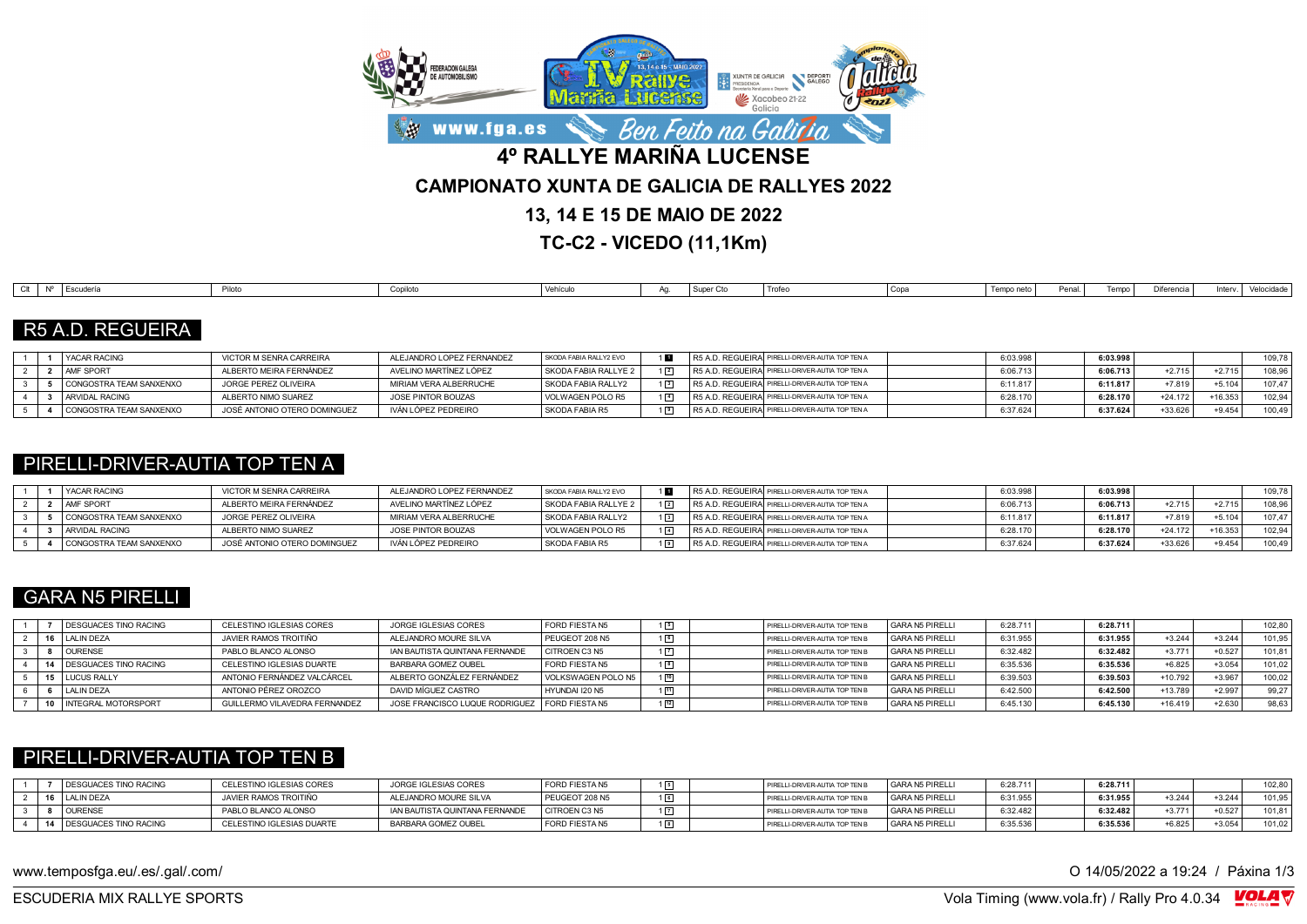# 4º RALLYE MARIÑA LUCENSE

## CAMPIONATO XUNTA DE GALICIA DE RALLYES 2022

## 13, 14 E 15 DE MAIO DE 2022

## TC-C2 - VICEDO (11,1Km)

### R5 A.D. REGUEIRA

| Clt | Nº | Escudería | Piloto | Copiloto | Vehículo | Ag. | Super Cto | Trofeo | Copa | Tempo neto | Penal. | Tempo | Diferencia | Interv. | Velocidade |
|---|---|---|---|---|---|---|---|---|---|---|---|---|---|---|---|
| 1 | 1 | YACAR RACING | VICTOR M SENRA CARREIRA | ALEJANDRO LOPEZ FERNANDEZ | SKODA FABIA RALLY2 EVO | 1 1 | R5 A.D. REGUEIRA | PIRELLI-DRIVER-AUTIA TOP TEN A | | 6:03.998 | | 6:03.998 | | | 109,78 |
| 2 | 2 | AMF SPORT | ALBERTO MEIRA FERNÁNDEZ | AVELINO MARTÍNEZ LÓPEZ | SKODA FABIA RALLYE 2 | 1 2 | R5 A.D. REGUEIRA | PIRELLI-DRIVER-AUTIA TOP TEN A | | 6:06.713 | | 6:06.713 | +2.715 | +2.715 | 108,96 |
| 3 | 5 | CONGOSTRA TEAM SANXENXO | JORGE PEREZ OLIVEIRA | MIRIAM VERA ALBERRUCHE | SKODA FABIA RALLY2 | 1 3 | R5 A.D. REGUEIRA | PIRELLI-DRIVER-AUTIA TOP TEN A | | 6:11.817 | | 6:11.817 | +7.819 | +5.104 | 107,47 |
| 4 | 3 | ARVIDAL RACING | ALBERTO NIMO SUAREZ | JOSE PINTOR BOUZAS | VOLWAGEN POLO R5 | 1 4 | R5 A.D. REGUEIRA | PIRELLI-DRIVER-AUTIA TOP TEN A | | 6:28.170 | | 6:28.170 | +24.172 | +16.353 | 102,94 |
| 5 | 4 | CONGOSTRA TEAM SANXENXO | JOSÉ ANTONIO OTERO DOMINGUEZ | IVÁN LÓPEZ PEDREIRO | SKODA FABIA R5 | 1 5 | R5 A.D. REGUEIRA | PIRELLI-DRIVER-AUTIA TOP TEN A | | 6:37.624 | | 6:37.624 | +33.626 | +9.454 | 100,49 |

### PIRELLI-DRIVER-AUTIA TOP TEN A

| Clt | Nº | Escudería | Piloto | Copiloto | Vehículo | Ag. | Super Cto | Trofeo | Copa | Tempo neto | Penal. | Tempo | Diferencia | Interv. | Velocidade |
|---|---|---|---|---|---|---|---|---|---|---|---|---|---|---|---|
| 1 | 1 | YACAR RACING | VICTOR M SENRA CARREIRA | ALEJANDRO LOPEZ FERNANDEZ | SKODA FABIA RALLY2 EVO | 1 1 | R5 A.D. REGUEIRA | PIRELLI-DRIVER-AUTIA TOP TEN A | | 6:03.998 | | 6:03.998 | | | 109,78 |
| 2 | 2 | AMF SPORT | ALBERTO MEIRA FERNÁNDEZ | AVELINO MARTÍNEZ LÓPEZ | SKODA FABIA RALLYE 2 | 1 2 | R5 A.D. REGUEIRA | PIRELLI-DRIVER-AUTIA TOP TEN A | | 6:06.713 | | 6:06.713 | +2.715 | +2.715 | 108,96 |
| 3 | 5 | CONGOSTRA TEAM SANXENXO | JORGE PEREZ OLIVEIRA | MIRIAM VERA ALBERRUCHE | SKODA FABIA RALLY2 | 1 3 | R5 A.D. REGUEIRA | PIRELLI-DRIVER-AUTIA TOP TEN A | | 6:11.817 | | 6:11.817 | +7.819 | +5.104 | 107,47 |
| 4 | 3 | ARVIDAL RACING | ALBERTO NIMO SUAREZ | JOSE PINTOR BOUZAS | VOLWAGEN POLO R5 | 1 4 | R5 A.D. REGUEIRA | PIRELLI-DRIVER-AUTIA TOP TEN A | | 6:28.170 | | 6:28.170 | +24.172 | +16.353 | 102,94 |
| 5 | 4 | CONGOSTRA TEAM SANXENXO | JOSÉ ANTONIO OTERO DOMINGUEZ | IVÁN LÓPEZ PEDREIRO | SKODA FABIA R5 | 1 5 | R5 A.D. REGUEIRA | PIRELLI-DRIVER-AUTIA TOP TEN A | | 6:37.624 | | 6:37.624 | +33.626 | +9.454 | 100,49 |

### GARA N5 PIRELLI

| Clt | Nº | Escudería | Piloto | Copiloto | Vehículo | Ag. | Super Cto | Trofeo | Copa | Tempo neto | Penal. | Tempo | Diferencia | Interv. | Velocidade |
|---|---|---|---|---|---|---|---|---|---|---|---|---|---|---|---|
| 1 | 7 | DESGUACES TINO RACING | CELESTINO IGLESIAS CORES | JORGE IGLESIAS CORES | FORD FIESTA N5 | 1 5 | | PIRELLI-DRIVER-AUTIA TOP TEN B | GARA N5 PIRELLI | 6:28.711 | | 6:28.711 | | | 102,80 |
| 2 | 16 | LALIN DEZA | JAVIER RAMOS TROITIÑO | ALEJANDRO MOURE SILVA | PEUGEOT 208 N5 | 1 6 | | PIRELLI-DRIVER-AUTIA TOP TEN B | GARA N5 PIRELLI | 6:31.955 | | 6:31.955 | +3.244 | +3.244 | 101,95 |
| 3 | 8 | OURENSE | PABLO BLANCO ALONSO | IAN BAUTISTA QUINTANA FERNANDE | CITROEN C3 N5 | 1 7 | | PIRELLI-DRIVER-AUTIA TOP TEN B | GARA N5 PIRELLI | 6:32.482 | | 6:32.482 | +3.771 | +0.527 | 101,81 |
| 4 | 14 | DESGUACES TINO RACING | CELESTINO IGLESIAS DUARTE | BARBARA GOMEZ OUBEL | FORD FIESTA N5 | 1 8 | | PIRELLI-DRIVER-AUTIA TOP TEN B | GARA N5 PIRELLI | 6:35.536 | | 6:35.536 | +6.825 | +3.054 | 101,02 |
| 5 | 15 | LUCUS RALLY | ANTONIO FERNÁNDEZ VALCÁRCEL | ALBERTO GONZÁLEZ FERNÁNDEZ | VOLKSWAGEN POLO N5 | 1 10 | | PIRELLI-DRIVER-AUTIA TOP TEN B | GARA N5 PIRELLI | 6:39.503 | | 6:39.503 | +10.792 | +3.967 | 100,02 |
| 6 | 6 | LALIN DEZA | ANTONIO PÉREZ OROZCO | DAVID MÍGUEZ CASTRO | HYUNDAI I20 N5 | 1 11 | | PIRELLI-DRIVER-AUTIA TOP TEN B | GARA N5 PIRELLI | 6:42.500 | | 6:42.500 | +13.789 | +2.997 | 99,27 |
| 7 | 10 | INTEGRAL MOTORSPORT | GUILLERMO VILAVEDRA FERNANDEZ | JOSE FRANCISCO LUQUE RODRIGUEZ | FORD FIESTA N5 | 1 12 | | PIRELLI-DRIVER-AUTIA TOP TEN B | GARA N5 PIRELLI | 6:45.130 | | 6:45.130 | +16.419 | +2.630 | 98,63 |

### PIRELLI-DRIVER-AUTIA TOP TEN B

| Clt | Nº | Escudería | Piloto | Copiloto | Vehículo | Ag. | Super Cto | Trofeo | Copa | Tempo neto | Penal. | Tempo | Diferencia | Interv. | Velocidade |
|---|---|---|---|---|---|---|---|---|---|---|---|---|---|---|---|
| 1 | 7 | DESGUACES TINO RACING | CELESTINO IGLESIAS CORES | JORGE IGLESIAS CORES | FORD FIESTA N5 | 1 5 | | PIRELLI-DRIVER-AUTIA TOP TEN B | GARA N5 PIRELLI | 6:28.711 | | 6:28.711 | | | 102,80 |
| 2 | 16 | LALIN DEZA | JAVIER RAMOS TROITIÑO | ALEJANDRO MOURE SILVA | PEUGEOT 208 N5 | 1 6 | | PIRELLI-DRIVER-AUTIA TOP TEN B | GARA N5 PIRELLI | 6:31.955 | | 6:31.955 | +3.244 | +3.244 | 101,95 |
| 3 | 8 | OURENSE | PABLO BLANCO ALONSO | IAN BAUTISTA QUINTANA FERNANDE | CITROEN C3 N5 | 1 7 | | PIRELLI-DRIVER-AUTIA TOP TEN B | GARA N5 PIRELLI | 6:32.482 | | 6:32.482 | +3.771 | +0.527 | 101,81 |
| 4 | 14 | DESGUACES TINO RACING | CELESTINO IGLESIAS DUARTE | BARBARA GOMEZ OUBEL | FORD FIESTA N5 | 1 8 | | PIRELLI-DRIVER-AUTIA TOP TEN B | GARA N5 PIRELLI | 6:35.536 | | 6:35.536 | +6.825 | +3.054 | 101,02 |

www.temposfga.eu/.es/.gal/.com/

O 14/05/2022 a 19:24

ESCUDERIA MIX RALLYE SPORTS

Vola Timing (www.vola.fr) / Rally Pro 4.0.34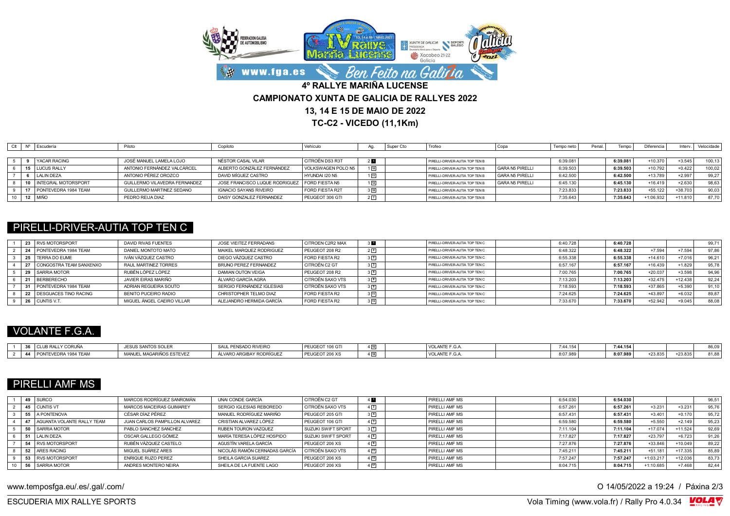# 4º RALLYE MARIÑA LUCENSE

## CAMPIONATO XUNTA DE GALICIA DE RALLYES 2022

## 13, 14 E 15 DE MAIO DE 2022

## TC-C2 - VICEDO (11,1Km)

| Clt | Nº | Escudería | Piloto | Copiloto | Vehículo | Ag. | Super Cto | Trofeo | Copa | Tempo neto | Penal. | Tempo | Diferencia | Interv. | Velocidade |
|---|---|---|---|---|---|---|---|---|---|---|---|---|---|---|---|
| 5 | 9 | YACAR RACING | JOSÉ MANUEL LAMELA LOJO | NÉSTOR CASAL VILAR | CITROËN DS3 R3T | 2 8 | | PIRELLI-DRIVER-AUTIA TOP TEN B | | 6:39.081 | | **6:39.081** | +10.370 | +3.545 | 100,13 |
| 6 | 15 | LUCUS RALLY | ANTONIO FERNÁNDEZ VALCÁRCEL | ALBERTO GONZÁLEZ FERNÁNDEZ | VOLKSWAGEN POLO N5 | 1 10 | | PIRELLI-DRIVER-AUTIA TOP TEN B | GARA N5 PIRELLI | 6:39.503 | | **6:39.503** | +10.792 | +0.422 | 100,02 |
| 7 | 6 | LALIN DEZA | ANTONIO PÉREZ OROZCO | DAVID MÍGUEZ CASTRO | HYUNDAI I20 N5 | 1 11 | | PIRELLI-DRIVER-AUTIA TOP TEN B | GARA N5 PIRELLI | 6:42.500 | | **6:42.500** | +13.789 | +2.997 | 99,27 |
| 8 | 10 | INTEGRAL MOTORSPORT | GUILLERMO VILAVEDRA FERNANDEZ | JOSE FRANCISCO LUQUE RODRIGUEZ | FORD FIESTA N5 | 1 12 | | PIRELLI-DRIVER-AUTIA TOP TEN B | GARA N5 PIRELLI | 6:45.130 | | **6:45.130** | +16.419 | +2.630 | 98,63 |
| 9 | 17 | PONTEVEDRA 1984 TEAM | GUILLERMO MARTINEZ SEDANO | IGNACIO SAYANS RIVEIRO | FORD FIESTA R2T | 3 10 | | PIRELLI-DRIVER-AUTIA TOP TEN B | | 7:23.833 | | **7:23.833** | +55.122 | +38.703 | 90,03 |
| 10 | 12 | MIÑO | PEDRO REIJA DIAZ | DAISY GONZALEZ FERNANDEZ | PEUGEOT 306 GTI | 2 7 | | PIRELLI-DRIVER-AUTIA TOP TEN B | | 7:35.643 | | **7:35.643** | +1:06.932 | +11.810 | 87,70 |

## PIRELLI-DRIVER-AUTIA TOP TEN C

| Clt | Nº | Escudería | Piloto | Copiloto | Vehículo | Ag. | Super Cto | Trofeo | Copa | Tempo neto | Penal. | Tempo | Diferencia | Interv. | Velocidade |
|---|---|---|---|---|---|---|---|---|---|---|---|---|---|---|---|
| 1 | 23 | RVS MOTORSPORT | DAVID RIVAS FUENTES | JOSE VIEITEZ FERRADANS | CITROEN C2R2 MAX | 3 1 | | PIRELLI-DRIVER-AUTIA TOP TEN C | | 6:40.728 | | **6:40.728** | | | 99,71 |
| 2 | 24 | PONTEVEDRA 1984 TEAM | DANIEL MONTOTO MATO | MAIKEL MARQUEZ RODRIGUEZ | PEUGEOT 208 R2 | 2 2 | | PIRELLI-DRIVER-AUTIA TOP TEN C | | 6:48.322 | | **6:48.322** | +7.594 | +7.594 | 97,86 |
| 3 | 25 | TERRA DO EUME | IVÁN VÁZQUEZ CASTRO | DIEGO VÁZQUEZ CASTRO | FORD FIESTA R2 | 3 2 | | PIRELLI-DRIVER-AUTIA TOP TEN C | | 6:55.338 | | **6:55.338** | +14.610 | +7.016 | 96,21 |
| 4 | 27 | CONGOSTRA TEAM SANXENXO | RAUL MARTINEZ TORRES | BRUNO PEREZ FERNANDEZ | CITROËN C2 GT | 3 3 | | PIRELLI-DRIVER-AUTIA TOP TEN C | | 6:57.167 | | **6:57.167** | +16.439 | +1.829 | 95,78 |
| 5 | 29 | SARRIA MOTOR | RUBÉN LÓPEZ LÓPEZ | DAMIAN OUTON VEIGA | PEUGEOT 208 R2 | 3 5 | | PIRELLI-DRIVER-AUTIA TOP TEN C | | 7:00.765 | | **7:00.765** | +20.037 | +3.598 | 94,96 |
| 6 | 21 | BERBERECHO | JAVIER EIRAS MARIÑO | ÁLVARO GARCÍA AGRA | CITROËN SAXO VTS | 3 8 | | PIRELLI-DRIVER-AUTIA TOP TEN C | | 7:13.203 | | **7:13.203** | +32.475 | +12.438 | 92,24 |
| 7 | 31 | PONTEVEDRA 1984 TEAM | ADRIAN REGUEIRA SOUTO | SERGIO FERNÁNDEZ IGLESIAS | CITROËN SAXO VTS | 3 9 | | PIRELLI-DRIVER-AUTIA TOP TEN C | | 7:18.593 | | **7:18.593** | +37.865 | +5.390 | 91,10 |
| 8 | 22 | DESGUACES TINO RACING | BENITO PUCEIRO RADIO | CHRISTOPHER TELMO DIAZ | FORD FIESTA R2 | 3 11 | | PIRELLI-DRIVER-AUTIA TOP TEN C | | 7:24.625 | | **7:24.625** | +43.897 | +6.032 | 89,87 |
| 9 | 26 | CUNTIS V.T. | MIGUEL ÁNGEL CAEIRO VILLAR | ALEJANDRO HERMIDA GARCÍA | FORD FIESTA R2 | 3 12 | | PIRELLI-DRIVER-AUTIA TOP TEN C | | 7:33.670 | | **7:33.670** | +52.942 | +9.045 | 88,08 |

## VOLANTE F.G.A.

| Clt | Nº | Escudería | Piloto | Copiloto | Vehículo | Ag. | Super Cto | Trofeo | Copa | Tempo neto | Penal. | Tempo | Diferencia | Interv. | Velocidade |
|---|---|---|---|---|---|---|---|---|---|---|---|---|---|---|---|
| 1 | 36 | CLUB RALLY CORUÑA | JESUS SANTOS SOLER | SAUL PENSADO RIVEIRO | PEUGEOT 106 GTI | 4 16 | | VOLANTE F.G.A. | | 7:44.154 | | **7:44.154** | | | 86,09 |
| 2 | 44 | PONTEVEDRA 1984 TEAM | MANUEL MAGARIÑOS ESTEVEZ | ÁLVARO ARGIBAY RODRÍGUEZ | PEUGEOT 206 XS | 4 18 | | VOLANTE F.G.A. | | 8:07.989 | | **8:07.989** | +23.835 | +23.835 | 81,88 |

## PIRELLI AMF MS

| Clt | Nº | Escudería | Piloto | Copiloto | Vehículo | Ag. | Super Cto | Trofeo | Copa | Tempo neto | Penal. | Tempo | Diferencia | Interv. | Velocidade |
|---|---|---|---|---|---|---|---|---|---|---|---|---|---|---|---|
| 1 | 49 | SURCO | MARCOS RODRÍGUEZ SANROMÁN | UNAI CONDE GARCÍA | CITROËN C2 GT | 4 1 | | PIRELLI AMF MS | | 6:54.030 | | **6:54.030** | | | 96,51 |
| 2 | 45 | CUNTIS VT | MARCOS MACEIRAS GUIMAREY | SERGIO IGLESIAS REBOREDO | CITROËN SAXO VTS | 4 3 | | PIRELLI AMF MS | | 6:57.261 | | **6:57.261** | +3.231 | +3.231 | 95,76 |
| 3 | 55 | A PONTENOVA | CÉSAR DÍAZ PÉREZ | MANUEL RODRÍGUEZ MARIÑO | PEUGEOT 205 GTI | 3 4 | | PIRELLI AMF MS | | 6:57.431 | | **6:57.431** | +3.401 | +0.170 | 95,72 |
| 4 | 47 | AGUANTA VOLANTE RALLY TEAM | JUAN CARLOS PAMPILLON ALVAREZ | CRISTIAN ALVAREZ LÓPEZ | PEUGEOT 106 GTI | 4 4 | | PIRELLI AMF MS | | 6:59.580 | | **6:59.580** | +5.550 | +2.149 | 95,23 |
| 5 | 50 | SARRIA MOTOR | PABLO SANCHEZ SANCHEZ | RUBEN TOURON VAZQUEZ | SUZUKI SWIFT SPORT | 3 7 | | PIRELLI AMF MS | | 7:11.104 | | **7:11.104** | +17.074 | +11.524 | 92,69 |
| 6 | 51 | LALIN DEZA | OSCAR GALLEGO GÓMEZ | MARÍA TERESA LÓPEZ HOSPIDO | SUZUKI SWIFT SPORT | 4 6 | | PIRELLI AMF MS | | 7:17.827 | | **7:17.827** | +23.797 | +6.723 | 91,26 |
| 7 | 54 | RVS MOTORSPORT | RUBÉN VÁZQUEZ CASTELO | AGUSTÍN VARELA GARCÍA | PEUGEOT 206 XS | 4 9 | | PIRELLI AMF MS | | 7:27.876 | | **7:27.876** | +33.846 | +10.049 | 89,22 |
| 8 | 52 | ARES RACING | MIGUEL SUÁREZ ARES | NICOLÁS RAMÓN CERNADAS GARCÍA | CITROËN SAXO VTS | 4 11 | | PIRELLI AMF MS | | 7:45.211 | | **7:45.211** | +51.181 | +17.335 | 85,89 |
| 9 | 53 | RVS MOTORSPORT | ENRIQUE RUZO PEREZ | SHEILA GARCIA SUAREZ | PEUGEOT 206 XS | 4 15 | | PIRELLI AMF MS | | 7:57.247 | | **7:57.247** | +1:03.217 | +12.036 | 83,73 |
| 10 | 56 | SARRIA MOTOR | ANDRES MONTERO NEIRA | SHEILA DE LA FUENTE LAGO | PEUGEOT 206 XS | 4 17 | | PIRELLI AMF MS | | 8:04.715 | | **8:04.715** | +1:10.685 | +7.468 | 82,44 |

www.temposfga.eu/.es/.gal/.com/

O 14/05/2022 a 19:24

ESCUDERIA MIX RALLYE SPORTS

Vola Timing (www.vola.fr) / Rally Pro 4.0.34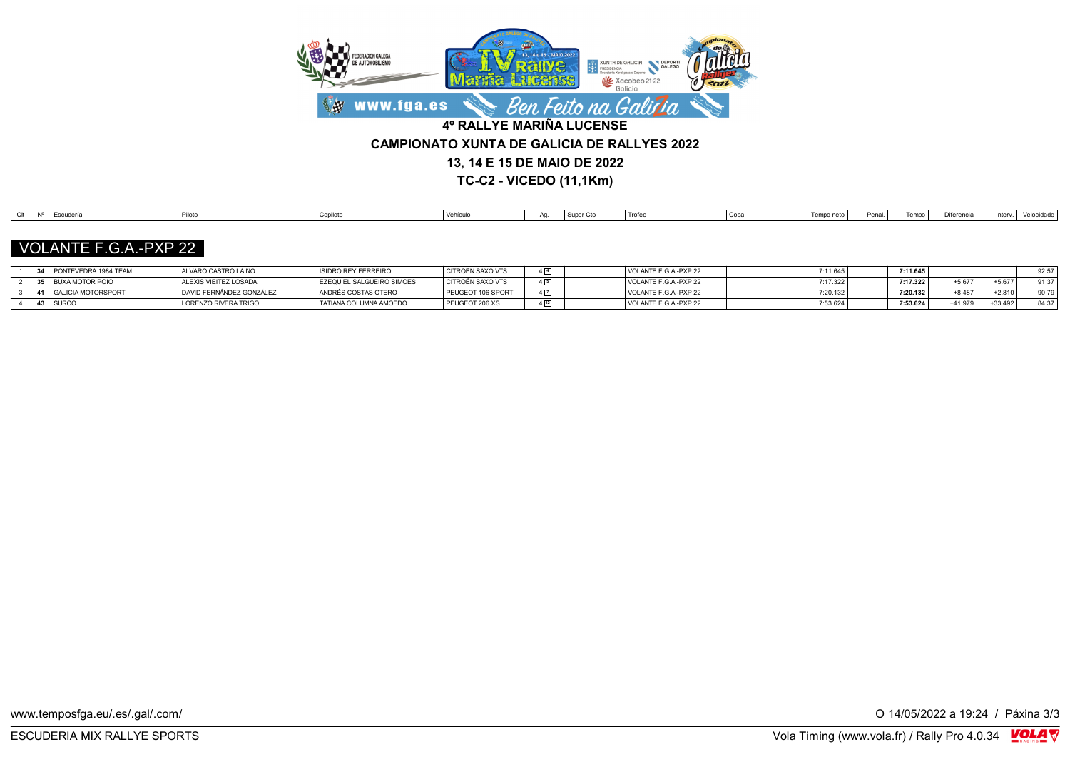## 4º RALLYE MARIÑA LUCENSE

## CAMPIONATO XUNTA DE GALICIA DE RALLYES 2022

## 13, 14 E 15 DE MAIO DE 2022

## TC-C2 - VICEDO (11,1Km)

### VOLANTE F.G.A.-PXP 22

| Clt | Nº | Escudería | Piloto | Copiloto | Vehículo | Ag. | Super Cto | Trofeo | Copa | Tempo neto | Penal. | Tempo | Diferencia | Interv. | Velocidade |
|---|---|---|---|---|---|---|---|---|---|---|---|---|---|---|---|
| 1 | **34** | PONTEVEDRA 1984 TEAM | ALVARO CASTRO LAIÑO | ISIDRO REY FERREIRO | CITROËN SAXO VTS | 4 4 | | VOLANTE F.G.A.-PXP 22 | | 7:11.645 | | **7:11.645** | | | 92,57 |
| 2 | **35** | BUXA MOTOR POIO | ALEXIS VIEITEZ LOSADA | EZEQUIEL SALGUEIRO SIMOES | CITROËN SAXO VTS | 4 5 | | VOLANTE F.G.A.-PXP 22 | | 7:17.322 | | **7:17.322** | +5.677 | +5.677 | 91,37 |
| 3 | **41** | GALICIA MOTORSPORT | DAVID FERNÁNDEZ GONZÁLEZ | ANDRÉS COSTAS OTERO | PEUGEOT 106 SPORT | 4 7 | | VOLANTE F.G.A.-PXP 22 | | 7:20.132 | | **7:20.132** | +8.487 | +2.810 | 90,79 |
| 4 | **43** | SURCO | LORENZO RIVERA TRIGO | TATIANA COLUMNA AMOEDO | PEUGEOT 206 XS | 4 10 | | VOLANTE F.G.A.-PXP 22 | | 7:53.624 | | **7:53.624** | +41.979 | +33.492 | 84,37 |

www.temposfga.eu/.es/.gal/.com/

O 14/05/2022 a 19:24

ESCUDERIA MIX RALLYE SPORTS

Vola Timing (www.vola.fr) / Rally Pro 4.0.34